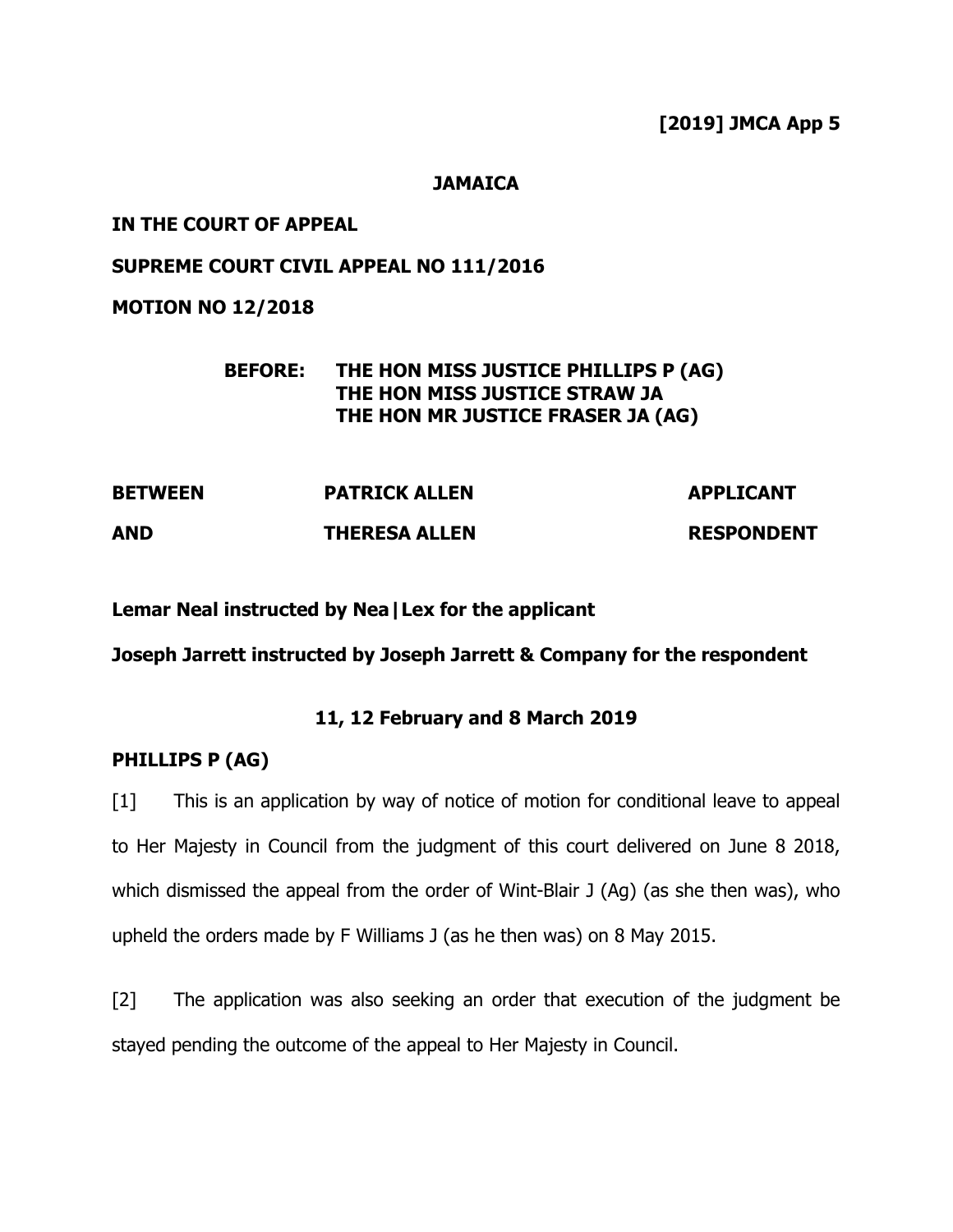**[2019] JMCA App 5**

**JAMAICA**

**IN THE COURT OF APPEAL**

**SUPREME COURT CIVIL APPEAL NO 111/2016**

**MOTION NO 12/2018**

**BEFORE: THE HON MISS JUSTICE PHILLIPS P (AG)**
**THE HON MISS JUSTICE STRAW JA**
**THE HON MR JUSTICE FRASER JA (AG)**

| | | |
|---|---|---|
| **BETWEEN** | **PATRICK ALLEN** | **APPLICANT** |
| **AND** | **THERESA ALLEN** | **RESPONDENT** |

**Lemar Neal instructed by Nea|Lex for the applicant**

**Joseph Jarrett instructed by Joseph Jarrett & Company for the respondent**

**11, 12 February and 8 March 2019**

**PHILLIPS P (AG)**

[1] This is an application by way of notice of motion for conditional leave to appeal to Her Majesty in Council from the judgment of this court delivered on June 8 2018, which dismissed the appeal from the order of Wint-Blair J (Ag) (as she then was), who upheld the orders made by F Williams J (as he then was) on 8 May 2015.

[2] The application was also seeking an order that execution of the judgment be stayed pending the outcome of the appeal to Her Majesty in Council.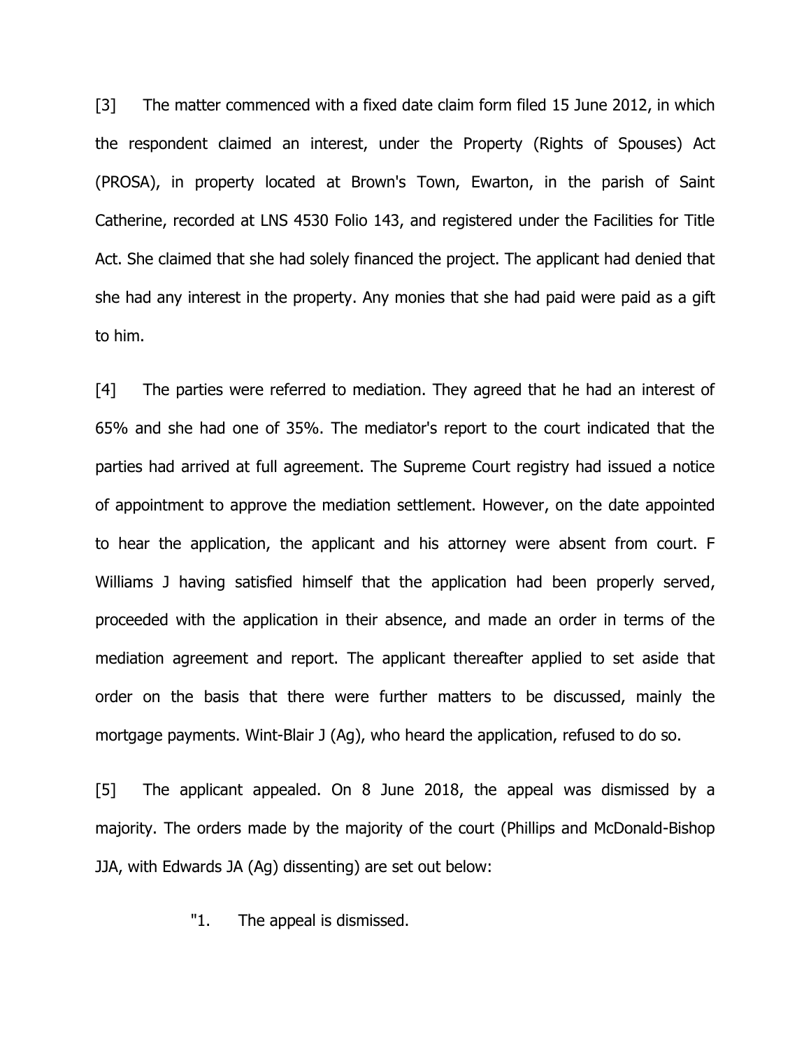[3] The matter commenced with a fixed date claim form filed 15 June 2012, in which the respondent claimed an interest, under the Property (Rights of Spouses) Act (PROSA), in property located at Brown's Town, Ewarton, in the parish of Saint Catherine, recorded at LNS 4530 Folio 143, and registered under the Facilities for Title Act. She claimed that she had solely financed the project. The applicant had denied that she had any interest in the property. Any monies that she had paid were paid as a gift to him.

[4] The parties were referred to mediation. They agreed that he had an interest of 65% and she had one of 35%. The mediator's report to the court indicated that the parties had arrived at full agreement. The Supreme Court registry had issued a notice of appointment to approve the mediation settlement. However, on the date appointed to hear the application, the applicant and his attorney were absent from court. F Williams J having satisfied himself that the application had been properly served, proceeded with the application in their absence, and made an order in terms of the mediation agreement and report. The applicant thereafter applied to set aside that order on the basis that there were further matters to be discussed, mainly the mortgage payments. Wint-Blair J (Ag), who heard the application, refused to do so.

[5] The applicant appealed. On 8 June 2018, the appeal was dismissed by a majority. The orders made by the majority of the court (Phillips and McDonald-Bishop JJA, with Edwards JA (Ag) dissenting) are set out below:

> "1. The appeal is dismissed.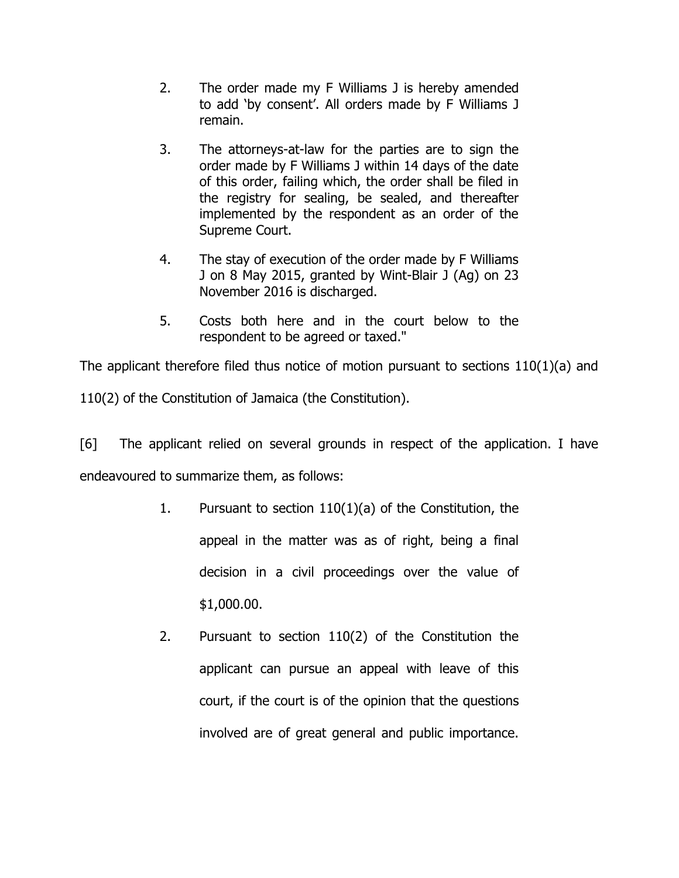> 2. The order made my F Williams J is hereby amended to add 'by consent'. All orders made by F Williams J remain.
>
> 3. The attorneys-at-law for the parties are to sign the order made by F Williams J within 14 days of the date of this order, failing which, the order shall be filed in the registry for sealing, be sealed, and thereafter implemented by the respondent as an order of the Supreme Court.
>
> 4. The stay of execution of the order made by F Williams J on 8 May 2015, granted by Wint-Blair J (Ag) on 23 November 2016 is discharged.
>
> 5. Costs both here and in the court below to the respondent to be agreed or taxed."

The applicant therefore filed thus notice of motion pursuant to sections 110(1)(a) and 110(2) of the Constitution of Jamaica (the Constitution).

[6] The applicant relied on several grounds in respect of the application. I have endeavoured to summarize them, as follows:

> 1. Pursuant to section 110(1)(a) of the Constitution, the appeal in the matter was as of right, being a final decision in a civil proceedings over the value of $1,000.00.
>
> 2. Pursuant to section 110(2) of the Constitution the applicant can pursue an appeal with leave of this court, if the court is of the opinion that the questions involved are of great general and public importance.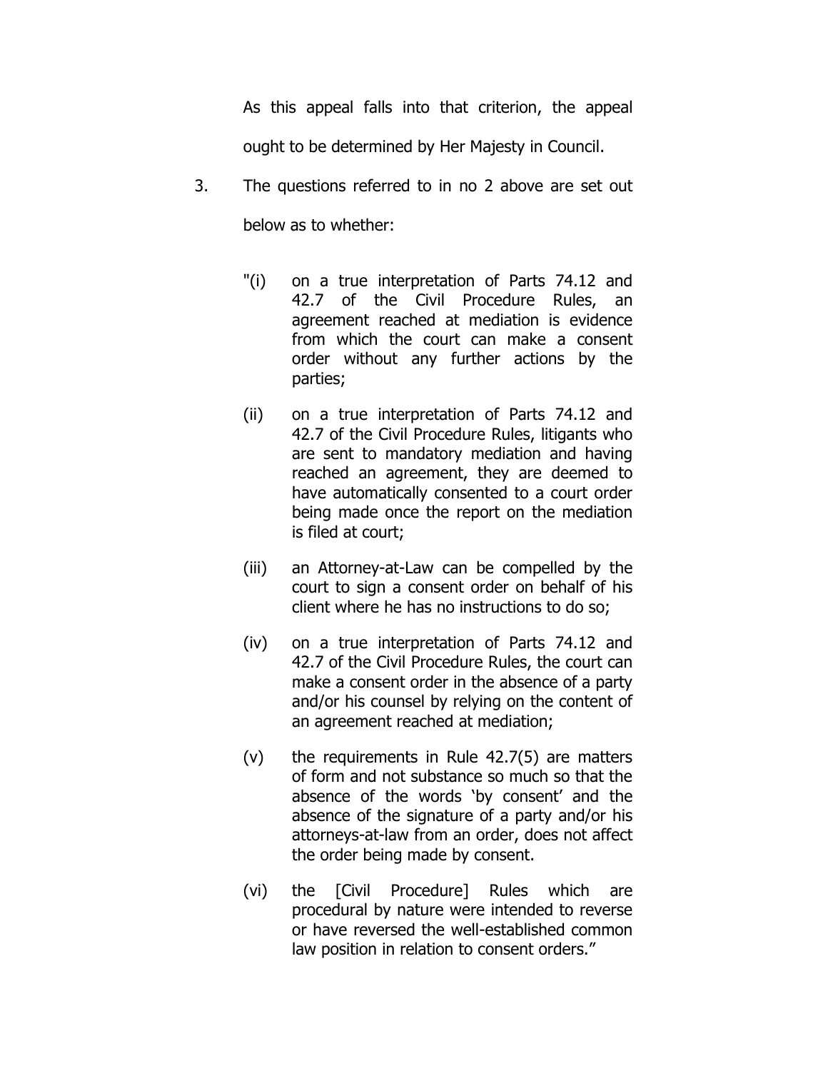As this appeal falls into that criterion, the appeal ought to be determined by Her Majesty in Council.

3. The questions referred to in no 2 above are set out below as to whether:

   "(i) on a true interpretation of Parts 74.12 and 42.7 of the Civil Procedure Rules, an agreement reached at mediation is evidence from which the court can make a consent order without any further actions by the parties;

   (ii) on a true interpretation of Parts 74.12 and 42.7 of the Civil Procedure Rules, litigants who are sent to mandatory mediation and having reached an agreement, they are deemed to have automatically consented to a court order being made once the report on the mediation is filed at court;

   (iii) an Attorney-at-Law can be compelled by the court to sign a consent order on behalf of his client where he has no instructions to do so;

   (iv) on a true interpretation of Parts 74.12 and 42.7 of the Civil Procedure Rules, the court can make a consent order in the absence of a party and/or his counsel by relying on the content of an agreement reached at mediation;

   (v) the requirements in Rule 42.7(5) are matters of form and not substance so much so that the absence of the words 'by consent' and the absence of the signature of a party and/or his attorneys-at-law from an order, does not affect the order being made by consent.

   (vi) the [Civil Procedure] Rules which are procedural by nature were intended to reverse or have reversed the well-established common law position in relation to consent orders."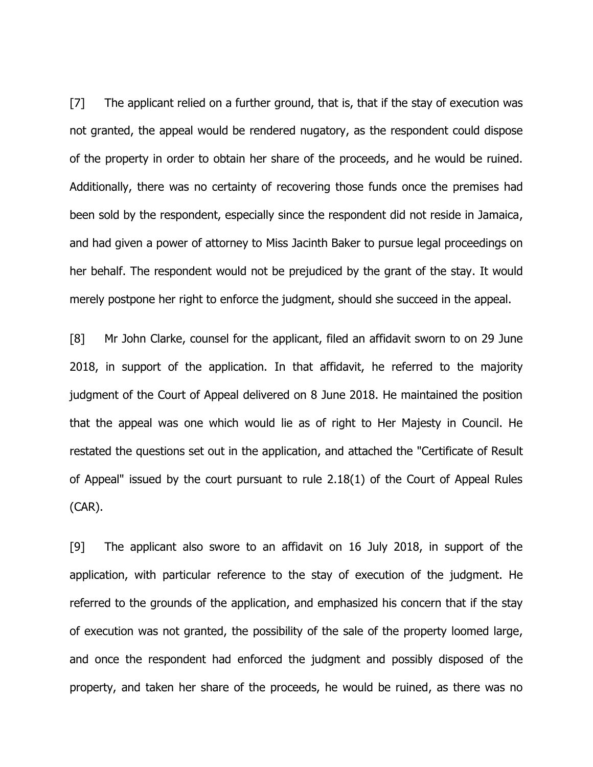[7] The applicant relied on a further ground, that is, that if the stay of execution was not granted, the appeal would be rendered nugatory, as the respondent could dispose of the property in order to obtain her share of the proceeds, and he would be ruined. Additionally, there was no certainty of recovering those funds once the premises had been sold by the respondent, especially since the respondent did not reside in Jamaica, and had given a power of attorney to Miss Jacinth Baker to pursue legal proceedings on her behalf. The respondent would not be prejudiced by the grant of the stay. It would merely postpone her right to enforce the judgment, should she succeed in the appeal.

[8] Mr John Clarke, counsel for the applicant, filed an affidavit sworn to on 29 June 2018, in support of the application. In that affidavit, he referred to the majority judgment of the Court of Appeal delivered on 8 June 2018. He maintained the position that the appeal was one which would lie as of right to Her Majesty in Council. He restated the questions set out in the application, and attached the "Certificate of Result of Appeal" issued by the court pursuant to rule 2.18(1) of the Court of Appeal Rules (CAR).

[9] The applicant also swore to an affidavit on 16 July 2018, in support of the application, with particular reference to the stay of execution of the judgment. He referred to the grounds of the application, and emphasized his concern that if the stay of execution was not granted, the possibility of the sale of the property loomed large, and once the respondent had enforced the judgment and possibly disposed of the property, and taken her share of the proceeds, he would be ruined, as there was no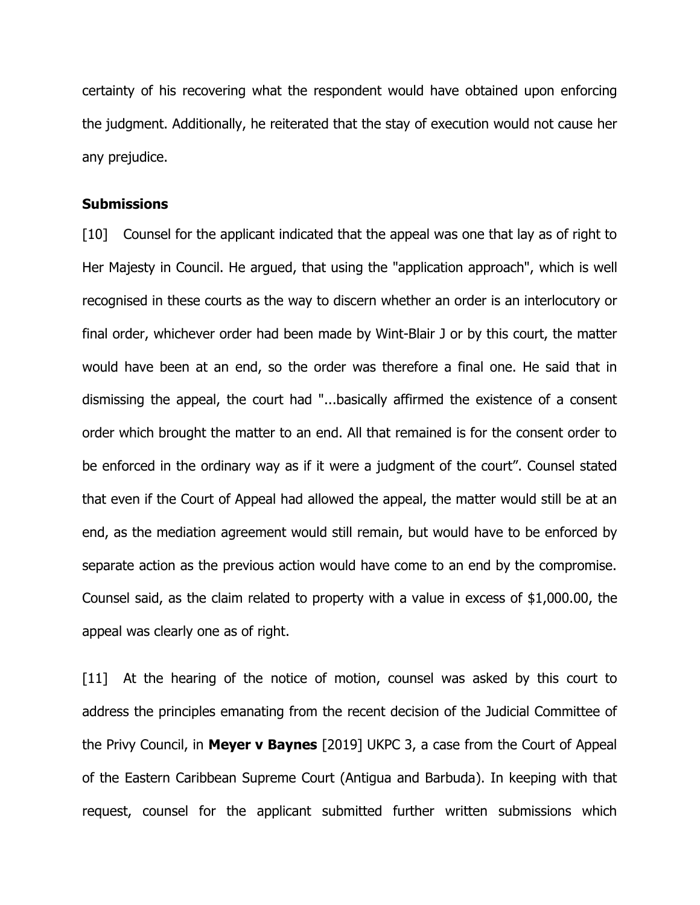certainty of his recovering what the respondent would have obtained upon enforcing the judgment. Additionally, he reiterated that the stay of execution would not cause her any prejudice.

**Submissions**

[10] Counsel for the applicant indicated that the appeal was one that lay as of right to Her Majesty in Council. He argued, that using the "application approach", which is well recognised in these courts as the way to discern whether an order is an interlocutory or final order, whichever order had been made by Wint-Blair J or by this court, the matter would have been at an end, so the order was therefore a final one. He said that in dismissing the appeal, the court had "...basically affirmed the existence of a consent order which brought the matter to an end. All that remained is for the consent order to be enforced in the ordinary way as if it were a judgment of the court". Counsel stated that even if the Court of Appeal had allowed the appeal, the matter would still be at an end, as the mediation agreement would still remain, but would have to be enforced by separate action as the previous action would have come to an end by the compromise. Counsel said, as the claim related to property with a value in excess of $1,000.00, the appeal was clearly one as of right.

[11] At the hearing of the notice of motion, counsel was asked by this court to address the principles emanating from the recent decision of the Judicial Committee of the Privy Council, in **Meyer v Baynes** [2019] UKPC 3, a case from the Court of Appeal of the Eastern Caribbean Supreme Court (Antigua and Barbuda). In keeping with that request, counsel for the applicant submitted further written submissions which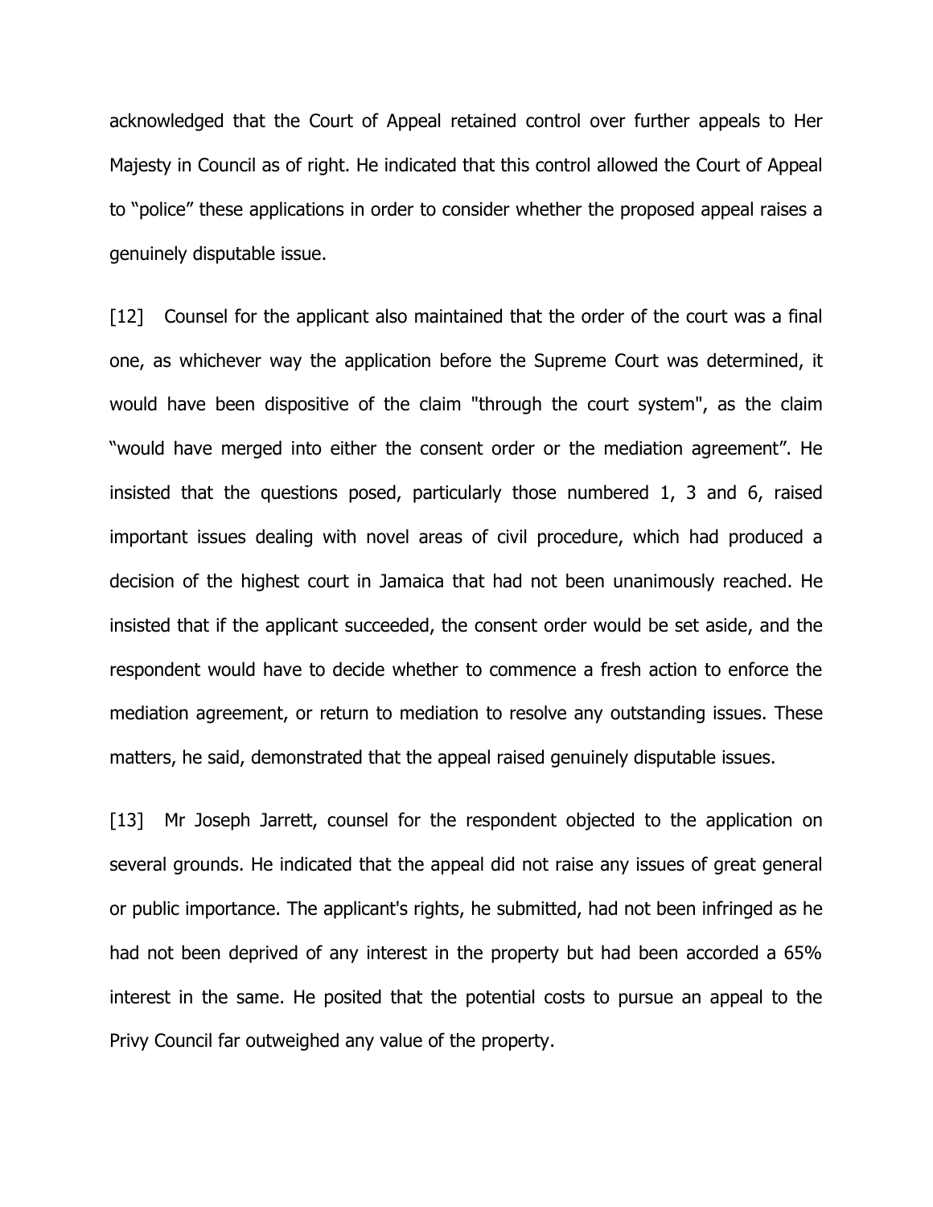acknowledged that the Court of Appeal retained control over further appeals to Her Majesty in Council as of right. He indicated that this control allowed the Court of Appeal to “police” these applications in order to consider whether the proposed appeal raises a genuinely disputable issue.

[12] Counsel for the applicant also maintained that the order of the court was a final one, as whichever way the application before the Supreme Court was determined, it would have been dispositive of the claim "through the court system", as the claim “would have merged into either the consent order or the mediation agreement”. He insisted that the questions posed, particularly those numbered 1, 3 and 6, raised important issues dealing with novel areas of civil procedure, which had produced a decision of the highest court in Jamaica that had not been unanimously reached. He insisted that if the applicant succeeded, the consent order would be set aside, and the respondent would have to decide whether to commence a fresh action to enforce the mediation agreement, or return to mediation to resolve any outstanding issues. These matters, he said, demonstrated that the appeal raised genuinely disputable issues.

[13] Mr Joseph Jarrett, counsel for the respondent objected to the application on several grounds. He indicated that the appeal did not raise any issues of great general or public importance. The applicant's rights, he submitted, had not been infringed as he had not been deprived of any interest in the property but had been accorded a 65% interest in the same. He posited that the potential costs to pursue an appeal to the Privy Council far outweighed any value of the property.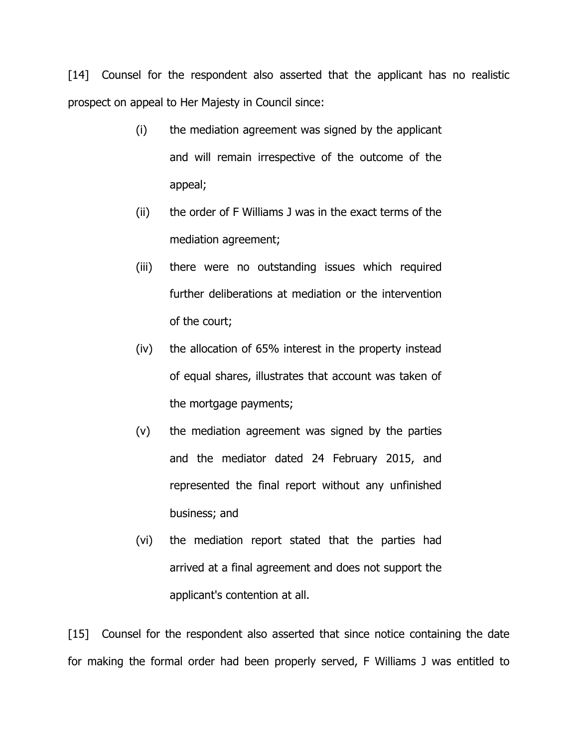[14] Counsel for the respondent also asserted that the applicant has no realistic prospect on appeal to Her Majesty in Council since:

> (i) the mediation agreement was signed by the applicant and will remain irrespective of the outcome of the appeal;
>
> (ii) the order of F Williams J was in the exact terms of the mediation agreement;
>
> (iii) there were no outstanding issues which required further deliberations at mediation or the intervention of the court;
>
> (iv) the allocation of 65% interest in the property instead of equal shares, illustrates that account was taken of the mortgage payments;
>
> (v) the mediation agreement was signed by the parties and the mediator dated 24 February 2015, and represented the final report without any unfinished business; and
>
> (vi) the mediation report stated that the parties had arrived at a final agreement and does not support the applicant's contention at all.

[15] Counsel for the respondent also asserted that since notice containing the date for making the formal order had been properly served, F Williams J was entitled to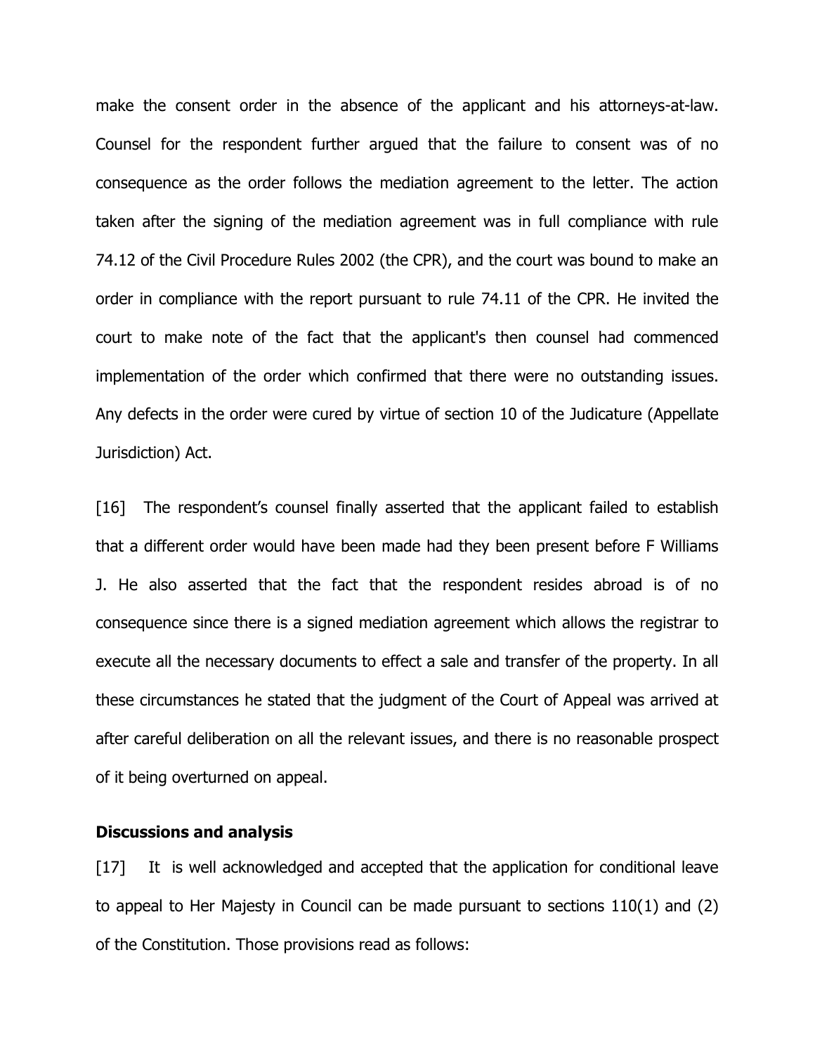make the consent order in the absence of the applicant and his attorneys-at-law. Counsel for the respondent further argued that the failure to consent was of no consequence as the order follows the mediation agreement to the letter. The action taken after the signing of the mediation agreement was in full compliance with rule 74.12 of the Civil Procedure Rules 2002 (the CPR), and the court was bound to make an order in compliance with the report pursuant to rule 74.11 of the CPR. He invited the court to make note of the fact that the applicant's then counsel had commenced implementation of the order which confirmed that there were no outstanding issues. Any defects in the order were cured by virtue of section 10 of the Judicature (Appellate Jurisdiction) Act.

[16] The respondent's counsel finally asserted that the applicant failed to establish that a different order would have been made had they been present before F Williams J. He also asserted that the fact that the respondent resides abroad is of no consequence since there is a signed mediation agreement which allows the registrar to execute all the necessary documents to effect a sale and transfer of the property. In all these circumstances he stated that the judgment of the Court of Appeal was arrived at after careful deliberation on all the relevant issues, and there is no reasonable prospect of it being overturned on appeal.

**Discussions and analysis**

[17] It is well acknowledged and accepted that the application for conditional leave to appeal to Her Majesty in Council can be made pursuant to sections 110(1) and (2) of the Constitution. Those provisions read as follows: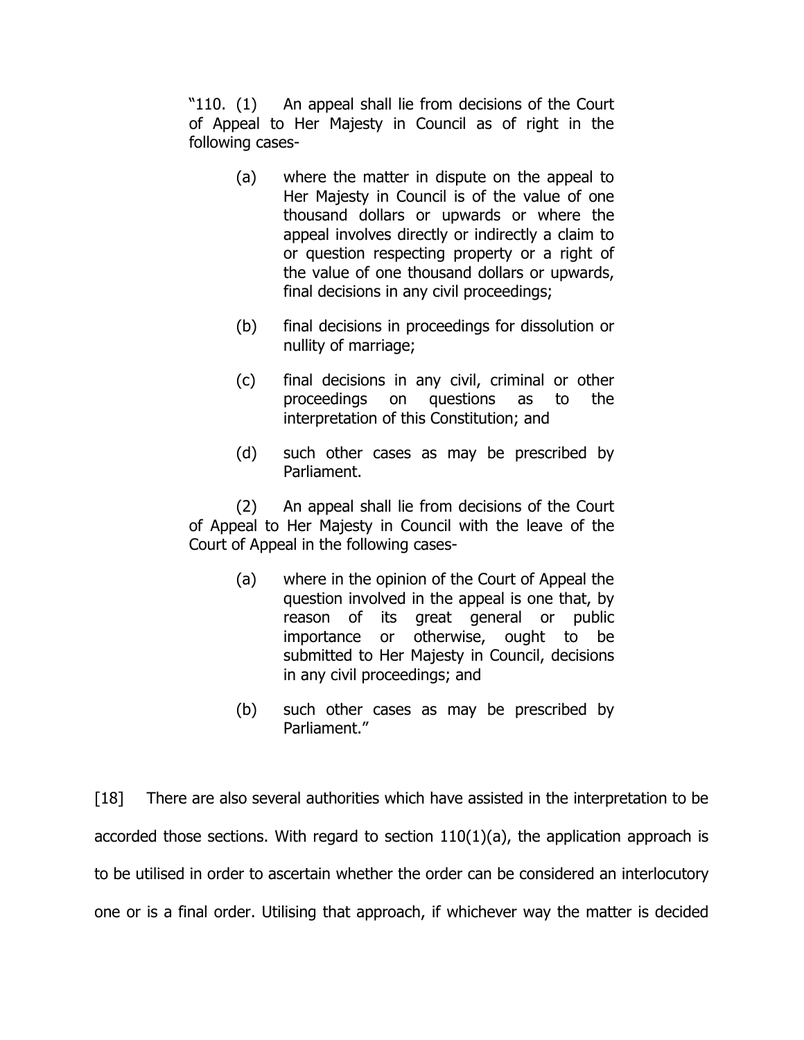"110. (1) An appeal shall lie from decisions of the Court of Appeal to Her Majesty in Council as of right in the following cases-

> (a) where the matter in dispute on the appeal to Her Majesty in Council is of the value of one thousand dollars or upwards or where the appeal involves directly or indirectly a claim to or question respecting property or a right of the value of one thousand dollars or upwards, final decisions in any civil proceedings;
>
> (b) final decisions in proceedings for dissolution or nullity of marriage;
>
> (c) final decisions in any civil, criminal or other proceedings on questions as to the interpretation of this Constitution; and
>
> (d) such other cases as may be prescribed by Parliament.

(2) An appeal shall lie from decisions of the Court of Appeal to Her Majesty in Council with the leave of the Court of Appeal in the following cases-

> (a) where in the opinion of the Court of Appeal the question involved in the appeal is one that, by reason of its great general or public importance or otherwise, ought to be submitted to Her Majesty in Council, decisions in any civil proceedings; and
>
> (b) such other cases as may be prescribed by Parliament."

[18] There are also several authorities which have assisted in the interpretation to be accorded those sections. With regard to section 110(1)(a), the application approach is to be utilised in order to ascertain whether the order can be considered an interlocutory one or is a final order. Utilising that approach, if whichever way the matter is decided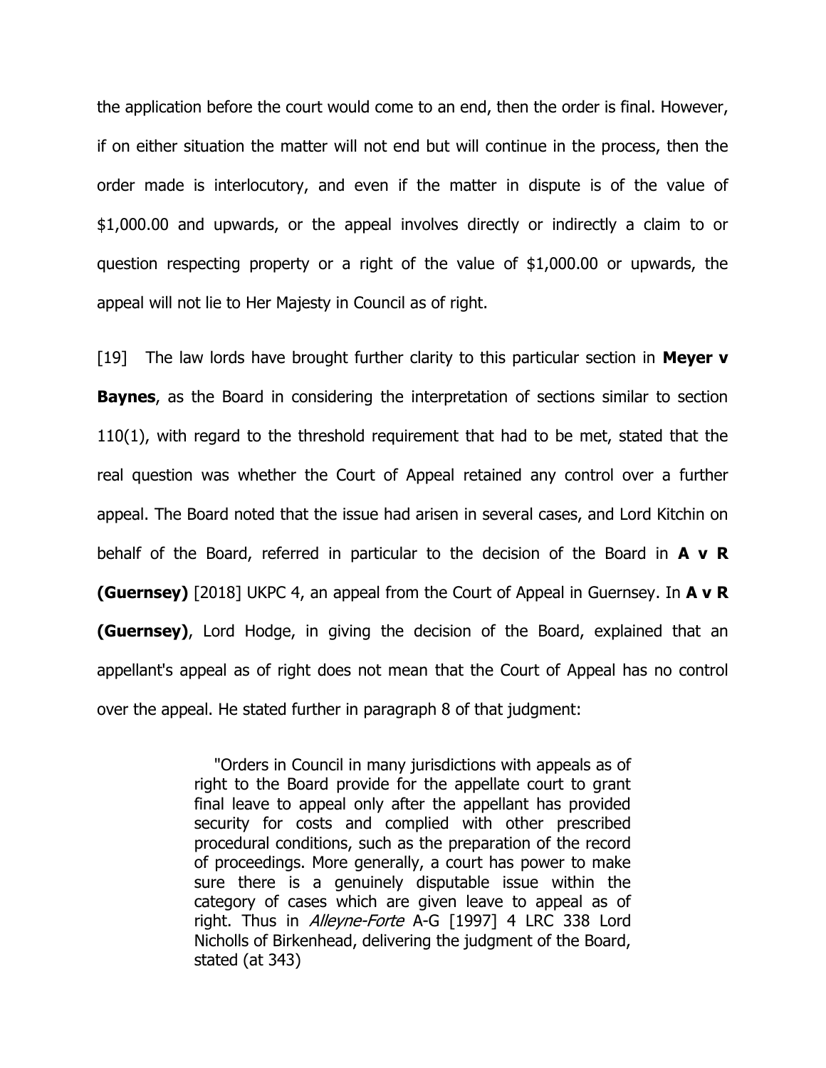the application before the court would come to an end, then the order is final. However, if on either situation the matter will not end but will continue in the process, then the order made is interlocutory, and even if the matter in dispute is of the value of $1,000.00 and upwards, or the appeal involves directly or indirectly a claim to or question respecting property or a right of the value of $1,000.00 or upwards, the appeal will not lie to Her Majesty in Council as of right.

[19] The law lords have brought further clarity to this particular section in **Meyer v Baynes**, as the Board in considering the interpretation of sections similar to section 110(1), with regard to the threshold requirement that had to be met, stated that the real question was whether the Court of Appeal retained any control over a further appeal. The Board noted that the issue had arisen in several cases, and Lord Kitchin on behalf of the Board, referred in particular to the decision of the Board in **A v R (Guernsey)** [2018] UKPC 4, an appeal from the Court of Appeal in Guernsey. In **A v R (Guernsey)**, Lord Hodge, in giving the decision of the Board, explained that an appellant's appeal as of right does not mean that the Court of Appeal has no control over the appeal. He stated further in paragraph 8 of that judgment:

> "Orders in Council in many jurisdictions with appeals as of right to the Board provide for the appellate court to grant final leave to appeal only after the appellant has provided security for costs and complied with other prescribed procedural conditions, such as the preparation of the record of proceedings. More generally, a court has power to make sure there is a genuinely disputable issue within the category of cases which are given leave to appeal as of right. Thus in *Alleyne-Forte* A-G [1997] 4 LRC 338 Lord Nicholls of Birkenhead, delivering the judgment of the Board, stated (at 343)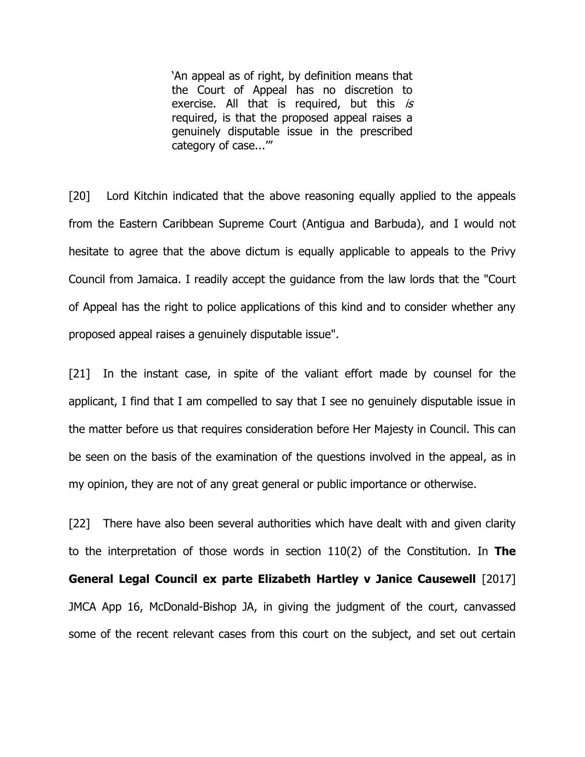> 'An appeal as of right, by definition means that the Court of Appeal has no discretion to exercise. All that is required, but this *is* required, is that the proposed appeal raises a genuinely disputable issue in the prescribed category of case...'"

[20] Lord Kitchin indicated that the above reasoning equally applied to the appeals from the Eastern Caribbean Supreme Court (Antigua and Barbuda), and I would not hesitate to agree that the above dictum is equally applicable to appeals to the Privy Council from Jamaica. I readily accept the guidance from the law lords that the "Court of Appeal has the right to police applications of this kind and to consider whether any proposed appeal raises a genuinely disputable issue".

[21] In the instant case, in spite of the valiant effort made by counsel for the applicant, I find that I am compelled to say that I see no genuinely disputable issue in the matter before us that requires consideration before Her Majesty in Council. This can be seen on the basis of the examination of the questions involved in the appeal, as in my opinion, they are not of any great general or public importance or otherwise.

[22] There have also been several authorities which have dealt with and given clarity to the interpretation of those words in section 110(2) of the Constitution. In **The General Legal Council ex parte Elizabeth Hartley v Janice Causewell** [2017] JMCA App 16, McDonald-Bishop JA, in giving the judgment of the court, canvassed some of the recent relevant cases from this court on the subject, and set out certain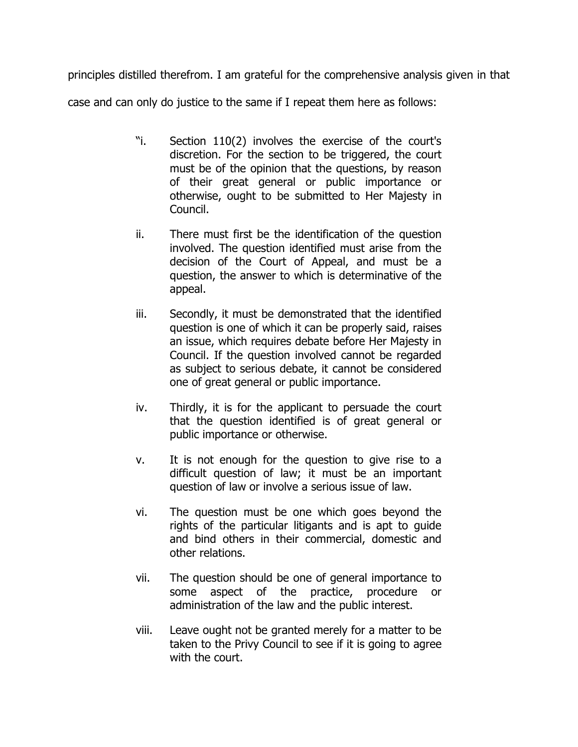principles distilled therefrom. I am grateful for the comprehensive analysis given in that case and can only do justice to the same if I repeat them here as follows:

> "i. Section 110(2) involves the exercise of the court's discretion. For the section to be triggered, the court must be of the opinion that the questions, by reason of their great general or public importance or otherwise, ought to be submitted to Her Majesty in Council.
>
> ii. There must first be the identification of the question involved. The question identified must arise from the decision of the Court of Appeal, and must be a question, the answer to which is determinative of the appeal.
>
> iii. Secondly, it must be demonstrated that the identified question is one of which it can be properly said, raises an issue, which requires debate before Her Majesty in Council. If the question involved cannot be regarded as subject to serious debate, it cannot be considered one of great general or public importance.
>
> iv. Thirdly, it is for the applicant to persuade the court that the question identified is of great general or public importance or otherwise.
>
> v. It is not enough for the question to give rise to a difficult question of law; it must be an important question of law or involve a serious issue of law.
>
> vi. The question must be one which goes beyond the rights of the particular litigants and is apt to guide and bind others in their commercial, domestic and other relations.
>
> vii. The question should be one of general importance to some aspect of the practice, procedure or administration of the law and the public interest.
>
> viii. Leave ought not be granted merely for a matter to be taken to the Privy Council to see if it is going to agree with the court.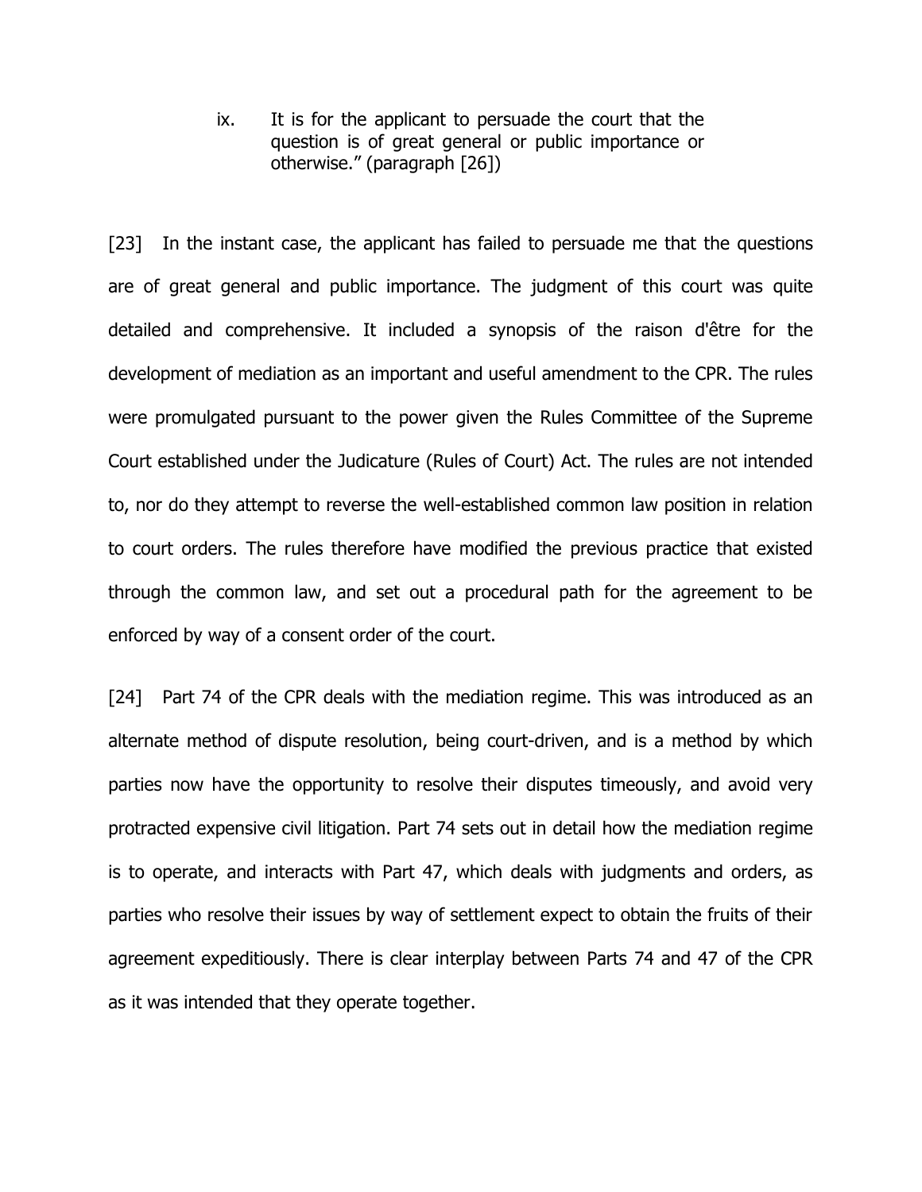> ix. It is for the applicant to persuade the court that the question is of great general or public importance or otherwise." (paragraph [26])

[23] In the instant case, the applicant has failed to persuade me that the questions are of great general and public importance. The judgment of this court was quite detailed and comprehensive. It included a synopsis of the raison d'être for the development of mediation as an important and useful amendment to the CPR. The rules were promulgated pursuant to the power given the Rules Committee of the Supreme Court established under the Judicature (Rules of Court) Act. The rules are not intended to, nor do they attempt to reverse the well-established common law position in relation to court orders. The rules therefore have modified the previous practice that existed through the common law, and set out a procedural path for the agreement to be enforced by way of a consent order of the court.

[24] Part 74 of the CPR deals with the mediation regime. This was introduced as an alternate method of dispute resolution, being court-driven, and is a method by which parties now have the opportunity to resolve their disputes timeously, and avoid very protracted expensive civil litigation. Part 74 sets out in detail how the mediation regime is to operate, and interacts with Part 47, which deals with judgments and orders, as parties who resolve their issues by way of settlement expect to obtain the fruits of their agreement expeditiously. There is clear interplay between Parts 74 and 47 of the CPR as it was intended that they operate together.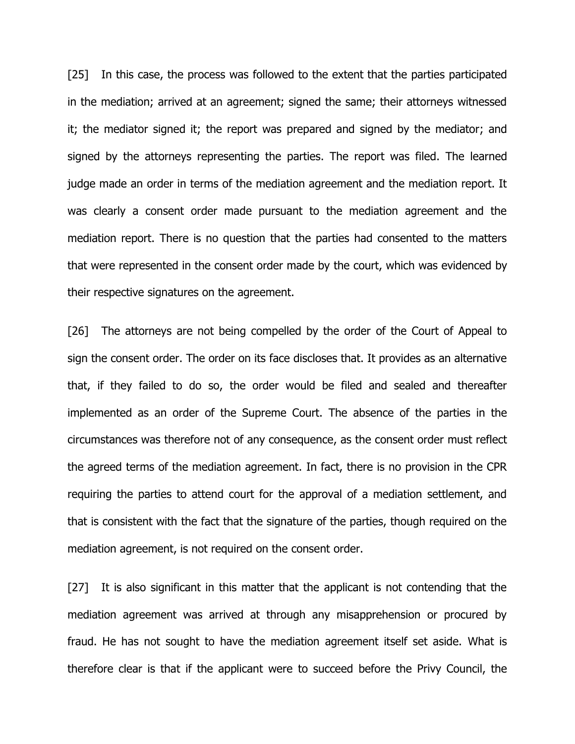[25] In this case, the process was followed to the extent that the parties participated in the mediation; arrived at an agreement; signed the same; their attorneys witnessed it; the mediator signed it; the report was prepared and signed by the mediator; and signed by the attorneys representing the parties. The report was filed. The learned judge made an order in terms of the mediation agreement and the mediation report. It was clearly a consent order made pursuant to the mediation agreement and the mediation report. There is no question that the parties had consented to the matters that were represented in the consent order made by the court, which was evidenced by their respective signatures on the agreement.

[26] The attorneys are not being compelled by the order of the Court of Appeal to sign the consent order. The order on its face discloses that. It provides as an alternative that, if they failed to do so, the order would be filed and sealed and thereafter implemented as an order of the Supreme Court. The absence of the parties in the circumstances was therefore not of any consequence, as the consent order must reflect the agreed terms of the mediation agreement. In fact, there is no provision in the CPR requiring the parties to attend court for the approval of a mediation settlement, and that is consistent with the fact that the signature of the parties, though required on the mediation agreement, is not required on the consent order.

[27] It is also significant in this matter that the applicant is not contending that the mediation agreement was arrived at through any misapprehension or procured by fraud. He has not sought to have the mediation agreement itself set aside. What is therefore clear is that if the applicant were to succeed before the Privy Council, the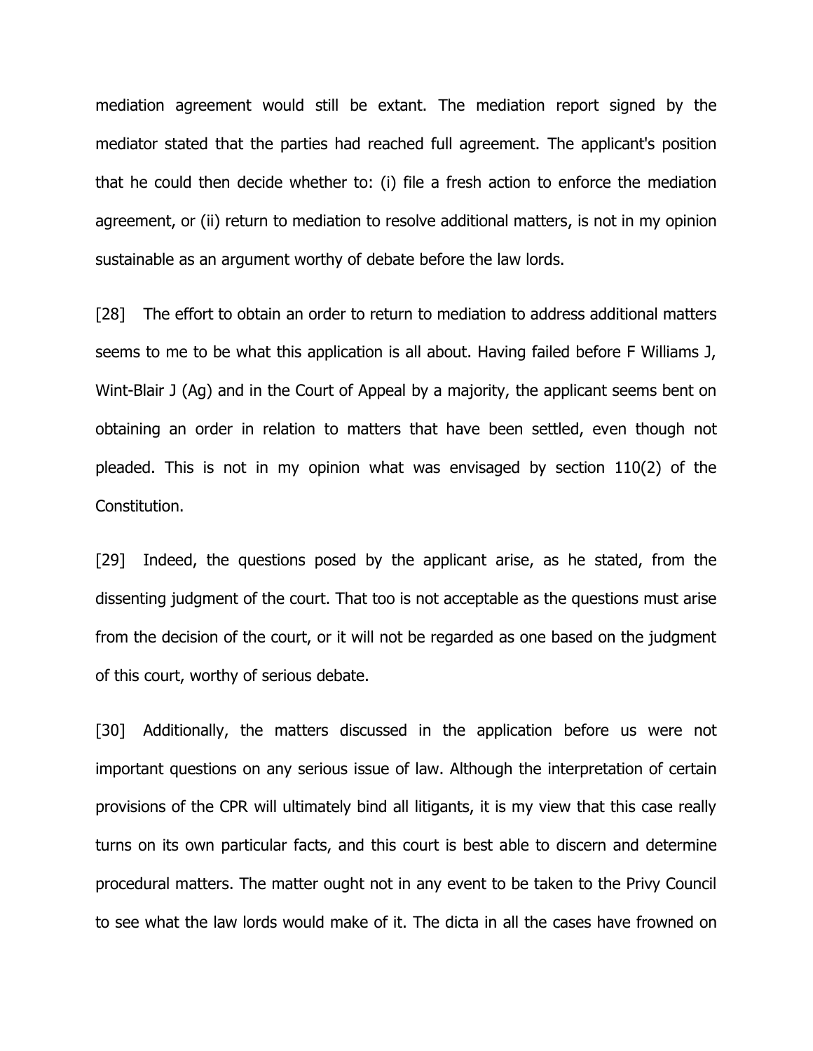mediation agreement would still be extant. The mediation report signed by the mediator stated that the parties had reached full agreement. The applicant's position that he could then decide whether to: (i) file a fresh action to enforce the mediation agreement, or (ii) return to mediation to resolve additional matters, is not in my opinion sustainable as an argument worthy of debate before the law lords.

[28] The effort to obtain an order to return to mediation to address additional matters seems to me to be what this application is all about. Having failed before F Williams J, Wint-Blair J (Ag) and in the Court of Appeal by a majority, the applicant seems bent on obtaining an order in relation to matters that have been settled, even though not pleaded. This is not in my opinion what was envisaged by section 110(2) of the Constitution.

[29] Indeed, the questions posed by the applicant arise, as he stated, from the dissenting judgment of the court. That too is not acceptable as the questions must arise from the decision of the court, or it will not be regarded as one based on the judgment of this court, worthy of serious debate.

[30] Additionally, the matters discussed in the application before us were not important questions on any serious issue of law. Although the interpretation of certain provisions of the CPR will ultimately bind all litigants, it is my view that this case really turns on its own particular facts, and this court is best able to discern and determine procedural matters. The matter ought not in any event to be taken to the Privy Council to see what the law lords would make of it. The dicta in all the cases have frowned on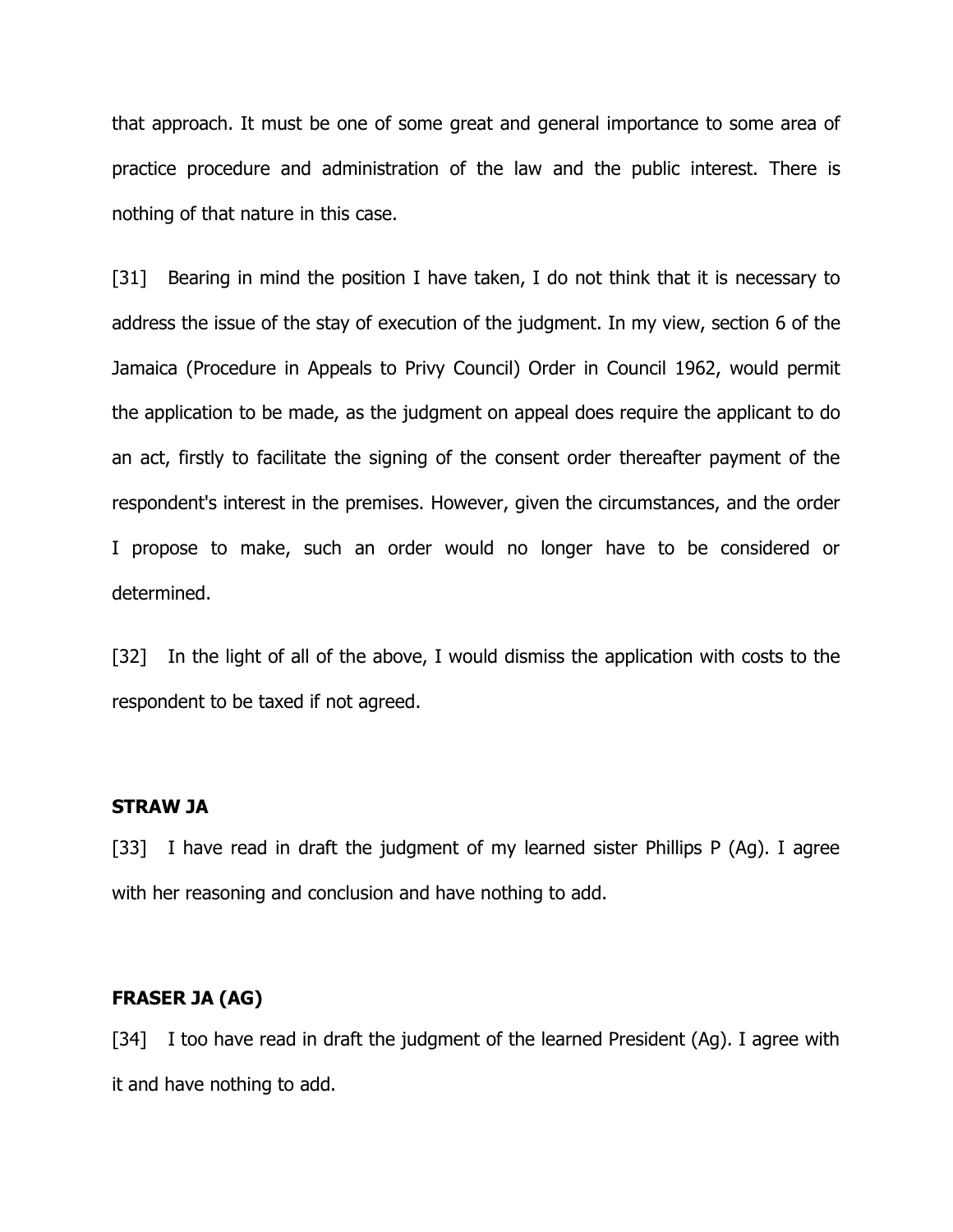that approach. It must be one of some great and general importance to some area of practice procedure and administration of the law and the public interest. There is nothing of that nature in this case.

[31] Bearing in mind the position I have taken, I do not think that it is necessary to address the issue of the stay of execution of the judgment. In my view, section 6 of the Jamaica (Procedure in Appeals to Privy Council) Order in Council 1962, would permit the application to be made, as the judgment on appeal does require the applicant to do an act, firstly to facilitate the signing of the consent order thereafter payment of the respondent's interest in the premises. However, given the circumstances, and the order I propose to make, such an order would no longer have to be considered or determined.

[32] In the light of all of the above, I would dismiss the application with costs to the respondent to be taxed if not agreed.

**STRAW JA**

[33] I have read in draft the judgment of my learned sister Phillips P (Ag). I agree with her reasoning and conclusion and have nothing to add.

**FRASER JA (AG)**

[34] I too have read in draft the judgment of the learned President (Ag). I agree with it and have nothing to add.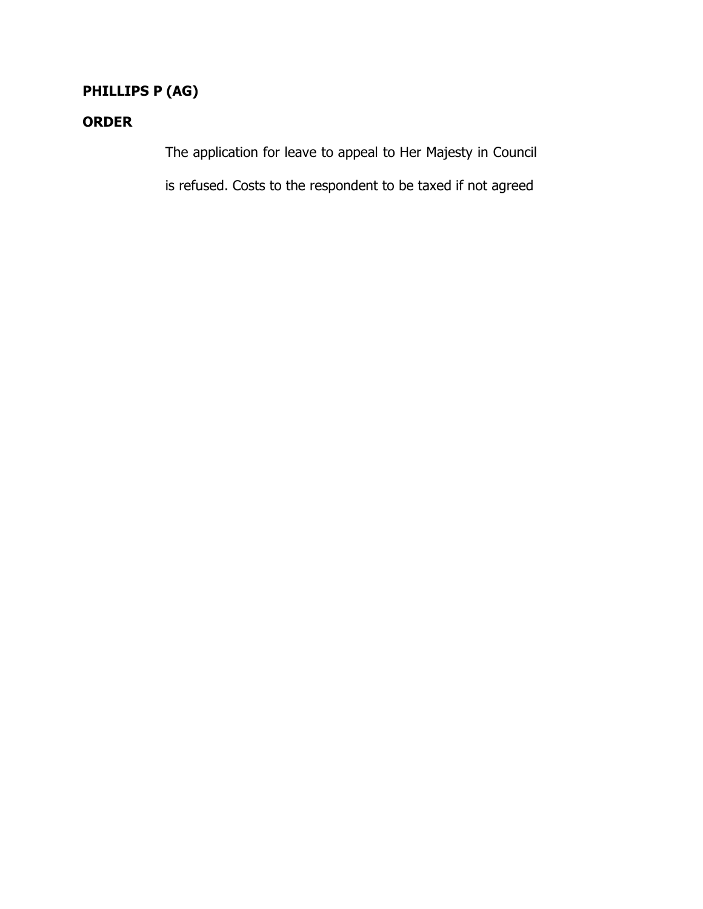**PHILLIPS P (AG)**

**ORDER**

The application for leave to appeal to Her Majesty in Council is refused. Costs to the respondent to be taxed if not agreed